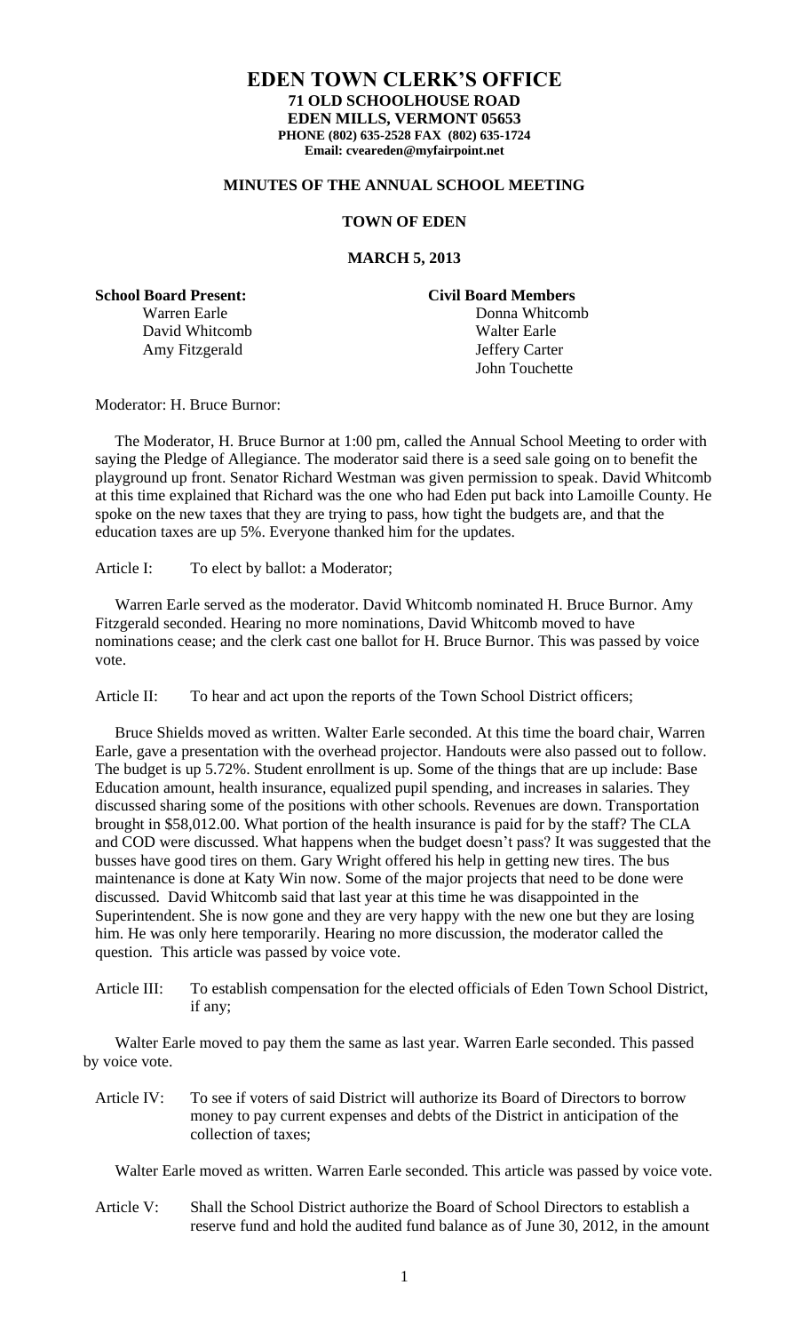# EDEN TOWN CLERK'S OFFICE

**71 OLD SCHOOLHOUSE ROAD**
**EDEN MILLS, VERMONT 05653**
**PHONE (802) 635-2528 FAX (802) 635-1724**
**Email: cveareden@myfairpoint.net**

## MINUTES OF THE ANNUAL SCHOOL MEETING

### TOWN OF EDEN

### MARCH 5, 2013

| **School Board Present:** | **Civil Board Members** |
|---|---|
| Warren Earle | Donna Whitcomb |
| David Whitcomb | Walter Earle |
| Amy Fitzgerald | Jeffery Carter |
| | John Touchette |

Moderator: H. Bruce Burnor:

The Moderator, H. Bruce Burnor at 1:00 pm, called the Annual School Meeting to order with saying the Pledge of Allegiance. The moderator said there is a seed sale going on to benefit the playground up front. Senator Richard Westman was given permission to speak. David Whitcomb at this time explained that Richard was the one who had Eden put back into Lamoille County. He spoke on the new taxes that they are trying to pass, how tight the budgets are, and that the education taxes are up 5%. Everyone thanked him for the updates.

Article I: To elect by ballot: a Moderator;

Warren Earle served as the moderator. David Whitcomb nominated H. Bruce Burnor. Amy Fitzgerald seconded. Hearing no more nominations, David Whitcomb moved to have nominations cease; and the clerk cast one ballot for H. Bruce Burnor. This was passed by voice vote.

Article II: To hear and act upon the reports of the Town School District officers;

Bruce Shields moved as written. Walter Earle seconded. At this time the board chair, Warren Earle, gave a presentation with the overhead projector. Handouts were also passed out to follow. The budget is up 5.72%. Student enrollment is up. Some of the things that are up include: Base Education amount, health insurance, equalized pupil spending, and increases in salaries. They discussed sharing some of the positions with other schools. Revenues are down. Transportation brought in $58,012.00. What portion of the health insurance is paid for by the staff? The CLA and COD were discussed. What happens when the budget doesn't pass? It was suggested that the busses have good tires on them. Gary Wright offered his help in getting new tires. The bus maintenance is done at Katy Win now. Some of the major projects that need to be done were discussed. David Whitcomb said that last year at this time he was disappointed in the Superintendent. She is now gone and they are very happy with the new one but they are losing him. He was only here temporarily. Hearing no more discussion, the moderator called the question. This article was passed by voice vote.

Article III: To establish compensation for the elected officials of Eden Town School District, if any;

Walter Earle moved to pay them the same as last year. Warren Earle seconded. This passed by voice vote.

Article IV: To see if voters of said District will authorize its Board of Directors to borrow money to pay current expenses and debts of the District in anticipation of the collection of taxes;

Walter Earle moved as written. Warren Earle seconded. This article was passed by voice vote.

Article V: Shall the School District authorize the Board of School Directors to establish a reserve fund and hold the audited fund balance as of June 30, 2012, in the amount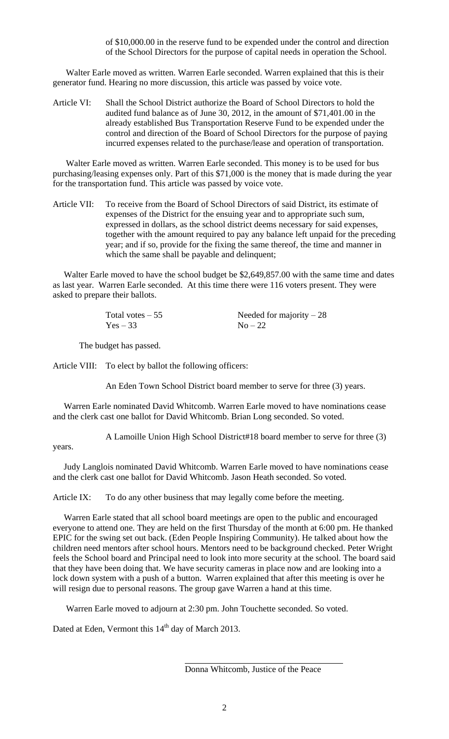of $10,000.00 in the reserve fund to be expended under the control and direction of the School Directors for the purpose of capital needs in operation the School.

Walter Earle moved as written. Warren Earle seconded. Warren explained that this is their generator fund. Hearing no more discussion, this article was passed by voice vote.

Article VI: Shall the School District authorize the Board of School Directors to hold the audited fund balance as of June 30, 2012, in the amount of $71,401.00 in the already established Bus Transportation Reserve Fund to be expended under the control and direction of the Board of School Directors for the purpose of paying incurred expenses related to the purchase/lease and operation of transportation.

Walter Earle moved as written. Warren Earle seconded. This money is to be used for bus purchasing/leasing expenses only. Part of this $71,000 is the money that is made during the year for the transportation fund. This article was passed by voice vote.

Article VII: To receive from the Board of School Directors of said District, its estimate of expenses of the District for the ensuing year and to appropriate such sum, expressed in dollars, as the school district deems necessary for said expenses, together with the amount required to pay any balance left unpaid for the preceding year; and if so, provide for the fixing the same thereof, the time and manner in which the same shall be payable and delinquent;

Walter Earle moved to have the school budget be $2,649,857.00 with the same time and dates as last year. Warren Earle seconded. At this time there were 116 voters present. They were asked to prepare their ballots.

| | |
|---|---|
| Total votes – 55 | Needed for majority – 28 |
| Yes – 33 | No – 22 |

The budget has passed.

Article VIII: To elect by ballot the following officers:

An Eden Town School District board member to serve for three (3) years.

Warren Earle nominated David Whitcomb. Warren Earle moved to have nominations cease and the clerk cast one ballot for David Whitcomb. Brian Long seconded. So voted.

A Lamoille Union High School District#18 board member to serve for three (3) years.

Judy Langlois nominated David Whitcomb. Warren Earle moved to have nominations cease and the clerk cast one ballot for David Whitcomb. Jason Heath seconded. So voted.

Article IX: To do any other business that may legally come before the meeting.

Warren Earle stated that all school board meetings are open to the public and encouraged everyone to attend one. They are held on the first Thursday of the month at 6:00 pm. He thanked EPIC for the swing set out back. (Eden People Inspiring Community). He talked about how the children need mentors after school hours. Mentors need to be background checked. Peter Wright feels the School board and Principal need to look into more security at the school. The board said that they have been doing that. We have security cameras in place now and are looking into a lock down system with a push of a button. Warren explained that after this meeting is over he will resign due to personal reasons. The group gave Warren a hand at this time.

Warren Earle moved to adjourn at 2:30 pm. John Touchette seconded. So voted.

Dated at Eden, Vermont this 14th day of March 2013.

Donna Whitcomb, Justice of the Peace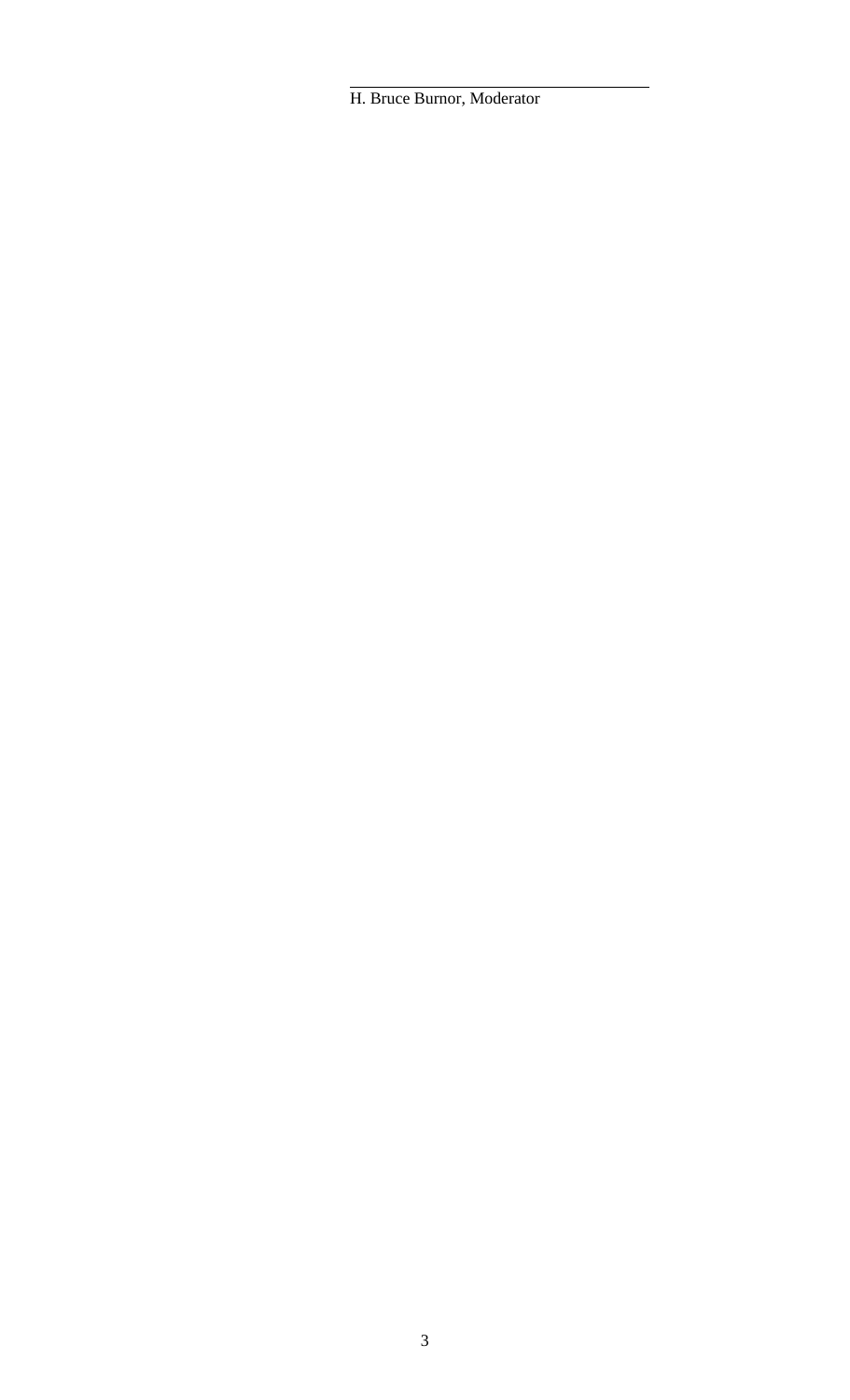\_\_\_\_\_\_\_\_\_\_\_\_\_\_\_\_\_\_\_\_\_\_\_\_\_\_\_\_\_\_\_\_\_\_\_\_

H. Bruce Burnor, Moderator